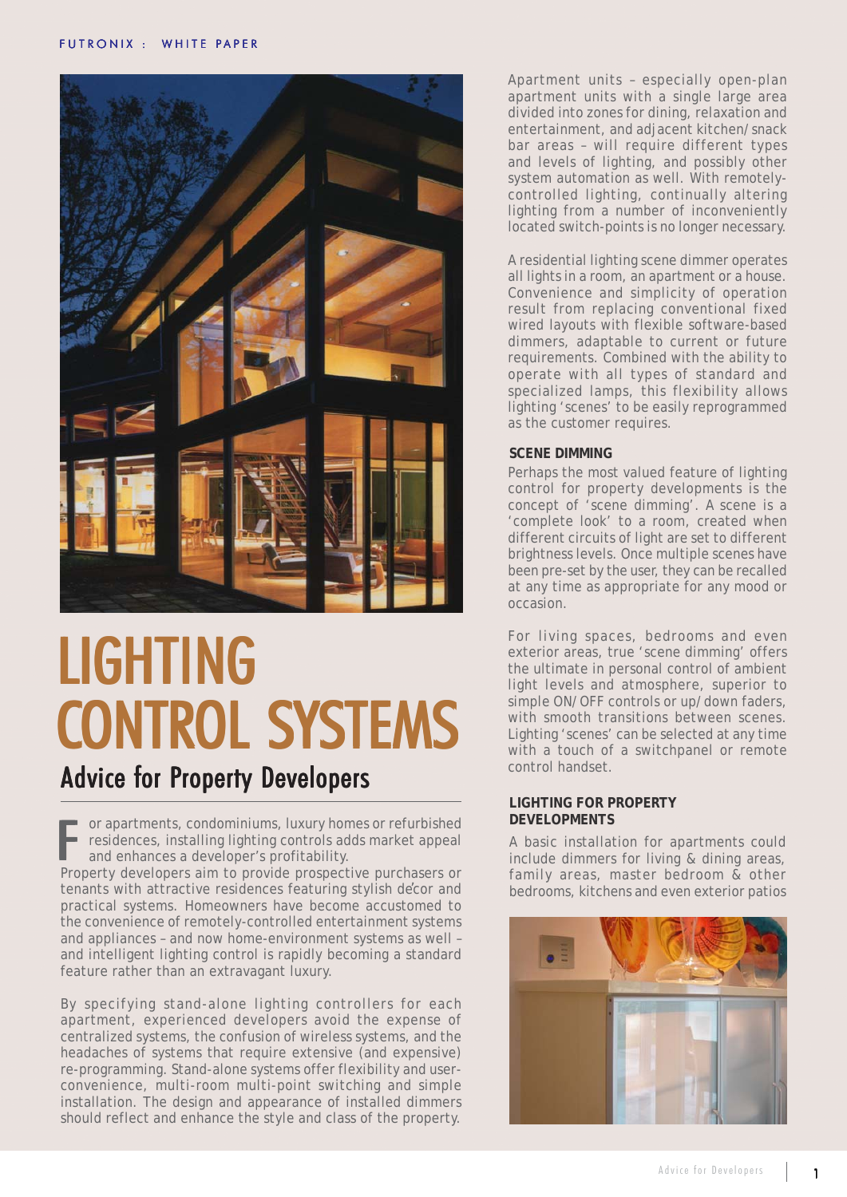# LIGHTING CONTROL SYSTEMS

## Advice for Property Developers

For apartments, condominiums, luxury homes or refurbished residences, installing lighting controls adds market appeal and enhances a developer's profitability. Property developers aim to provide prospective purchasers or tenants with attractive residences featuring stylish décor and practical systems. Homeowners have become accustomed to the convenience of remotely-controlled entertainment systems and appliances – and now home-environment systems as well – and intelligent lighting control is rapidly becoming a standard feature rather than an extravagant luxury.

By specifying stand-alone lighting controllers for each apartment, experienced developers avoid the expense of centralized systems, the confusion of wireless systems, and the headaches of systems that require extensive (and expensive) re-programming. Stand-alone systems offer flexibility and user-convenience, multi-room multi-point switching and simple installation. The design and appearance of installed dimmers should reflect and enhance the style and class of the property.

Apartment units – especially open-plan apartment units with a single large area divided into zones for dining, relaxation and entertainment, and adjacent kitchen/snack bar areas – will require different types and levels of lighting, and possibly other system automation as well. With remotely-controlled lighting, continually altering lighting from a number of inconveniently located switch-points is no longer necessary.

A residential lighting scene dimmer operates all lights in a room, an apartment or a house. Convenience and simplicity of operation result from replacing conventional fixed wired layouts with flexible software-based dimmers, adaptable to current or future requirements. Combined with the ability to operate with all types of standard and specialized lamps, this flexibility allows lighting 'scenes' to be easily reprogrammed as the customer requires.

### SCENE DIMMING

Perhaps the most valued feature of lighting control for property developments is the concept of 'scene dimming'. A scene is a 'complete look' to a room, created when different circuits of light are set to different brightness levels. Once multiple scenes have been pre-set by the user, they can be recalled at any time as appropriate for any mood or occasion.

For living spaces, bedrooms and even exterior areas, true 'scene dimming' offers the ultimate in personal control of ambient light levels and atmosphere, superior to simple ON/OFF controls or up/down faders, with smooth transitions between scenes. Lighting 'scenes' can be selected at any time with a touch of a switchpanel or remote control handset.

### LIGHTING FOR PROPERTY DEVELOPMENTS

A basic installation for apartments could include dimmers for living & dining areas, family areas, master bedroom & other bedrooms, kitchens and even exterior patios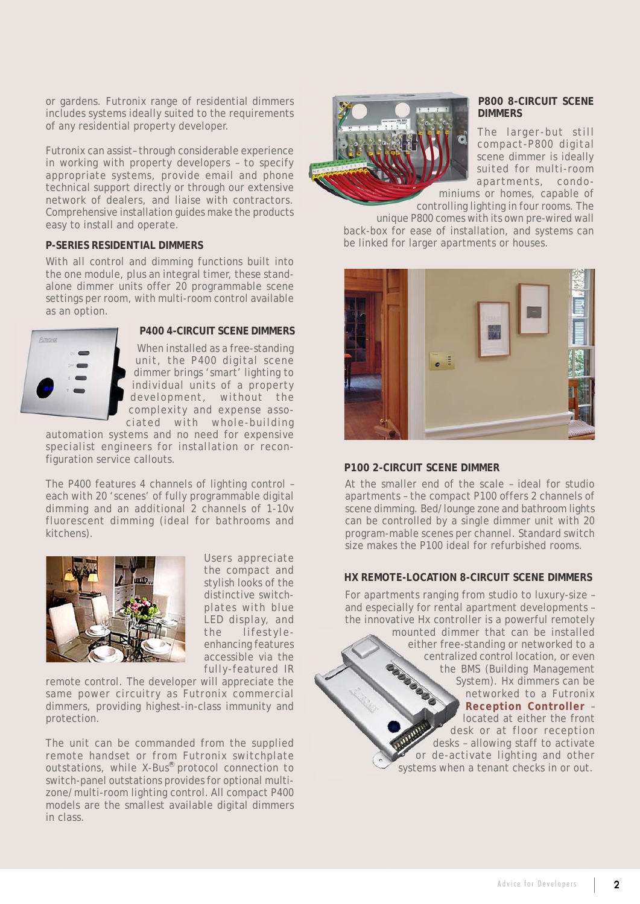or gardens. Futronix range of residential dimmers includes systems ideally suited to the requirements of any residential property developer.

Futronix can assist – through considerable experience in working with property developers – to specify appropriate systems, provide email and phone technical support directly or through our extensive network of dealers, and liaise with contractors. Comprehensive installation guides make the products easy to install and operate.

### P-SERIES RESIDENTIAL DIMMERS

With all control and dimming functions built into the one module, plus an integral timer, these stand-alone dimmer units offer 20 programmable scene settings per room, with multi-room control available as an option.

### P400 4-CIRCUIT SCENE DIMMERS

When installed as a free-standing unit, the P400 digital scene dimmer brings 'smart' lighting to individual units of a property development, without the complexity and expense associated with whole-building automation systems and no need for expensive specialist engineers for installation or reconfiguration service callouts.

The P400 features 4 channels of lighting control – each with 20 'scenes' of fully programmable digital dimming and an additional 2 channels of 1-10v fluorescent dimming (ideal for bathrooms and kitchens).

Users appreciate the compact and stylish looks of the distinctive switchplates with blue LED display, and the lifestyle-enhancing features accessible via the fully-featured IR remote control. The developer will appreciate the same power circuitry as Futronix commercial dimmers, providing highest-in-class immunity and protection.

The unit can be commanded from the supplied remote handset or from Futronix switchplate outstations, while X-Bus® protocol connection to switch-panel outstations provides for optional multi-zone/multi-room lighting control. All compact P400 models are the smallest available digital dimmers in class.

### P800 8-CIRCUIT SCENE DIMMERS

The larger-but still compact-P800 digital scene dimmer is ideally suited for multi-room apartments, condominiums or homes, capable of controlling lighting in four rooms. The unique P800 comes with its own pre-wired wall back-box for ease of installation, and systems can be linked for larger apartments or houses.

### P100 2-CIRCUIT SCENE DIMMER

At the smaller end of the scale – ideal for studio apartments – the compact P100 offers 2 channels of scene dimming. Bed/lounge zone and bathroom lights can be controlled by a single dimmer unit with 20 program-mable scenes per channel. Standard switch size makes the P100 ideal for refurbished rooms.

### HX REMOTE-LOCATION 8-CIRCUIT SCENE DIMMERS

For apartments ranging from studio to luxury-size – and especially for rental apartment developments – the innovative Hx controller is a powerful remotely mounted dimmer that can be installed either free-standing or networked to a Futronix centralized control location, or even the BMS (Building Management System). Hx dimmers can be networked to a Futronix **Reception Controller** – located at either the front desk or at floor reception desks – allowing staff to activate or de-activate lighting and other systems when a tenant checks in or out.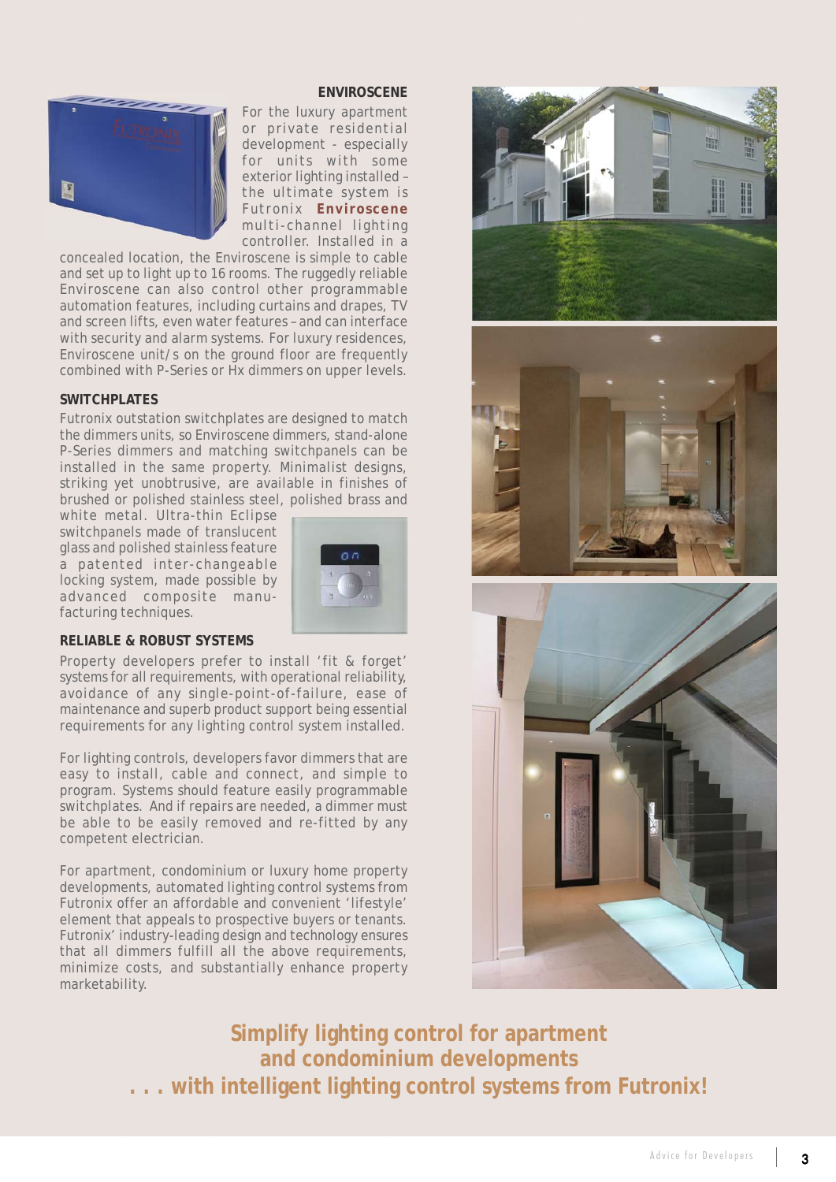## ENVIROSCENE

For the luxury apartment or private residential development - especially for units with some exterior lighting installed – the ultimate system is Futronix **Enviroscene** multi-channel lighting controller. Installed in a concealed location, the Enviroscene is simple to cable and set up to light up to 16 rooms. The ruggedly reliable Enviroscene can also control other programmable automation features, including curtains and drapes, TV and screen lifts, even water features – and can interface with security and alarm systems. For luxury residences, Enviroscene unit/s on the ground floor are frequently combined with P-Series or Hx dimmers on upper levels.

## SWITCHPLATES

Futronix outstation switchplates are designed to match the dimmers units, so Enviroscene dimmers, stand-alone P-Series dimmers and matching switchpanels can be installed in the same property. Minimalist designs, striking yet unobtrusive, are available in finishes of brushed or polished stainless steel, polished brass and white metal. Ultra-thin Eclipse switchpanels made of translucent glass and polished stainless feature a patented inter-changeable locking system, made possible by advanced composite manu-facturing techniques.

## RELIABLE & ROBUST SYSTEMS

Property developers prefer to install 'fit & forget' systems for all requirements, with operational reliability, avoidance of any single-point-of-failure, ease of maintenance and superb product support being essential requirements for any lighting control system installed.

For lighting controls, developers favor dimmers that are easy to install, cable and connect, and simple to program. Systems should feature easily programmable switchplates. And if repairs are needed, a dimmer must be able to be easily removed and re-fitted by any competent electrician.

For apartment, condominium or luxury home property developments, automated lighting control systems from Futronix offer an affordable and convenient 'lifestyle' element that appeals to prospective buyers or tenants. Futronix' industry-leading design and technology ensures that all dimmers fulfill all the above requirements, minimize costs, and substantially enhance property marketability.

**Simplify lighting control for apartment and condominium developments . . . with intelligent lighting control systems from Futronix!**